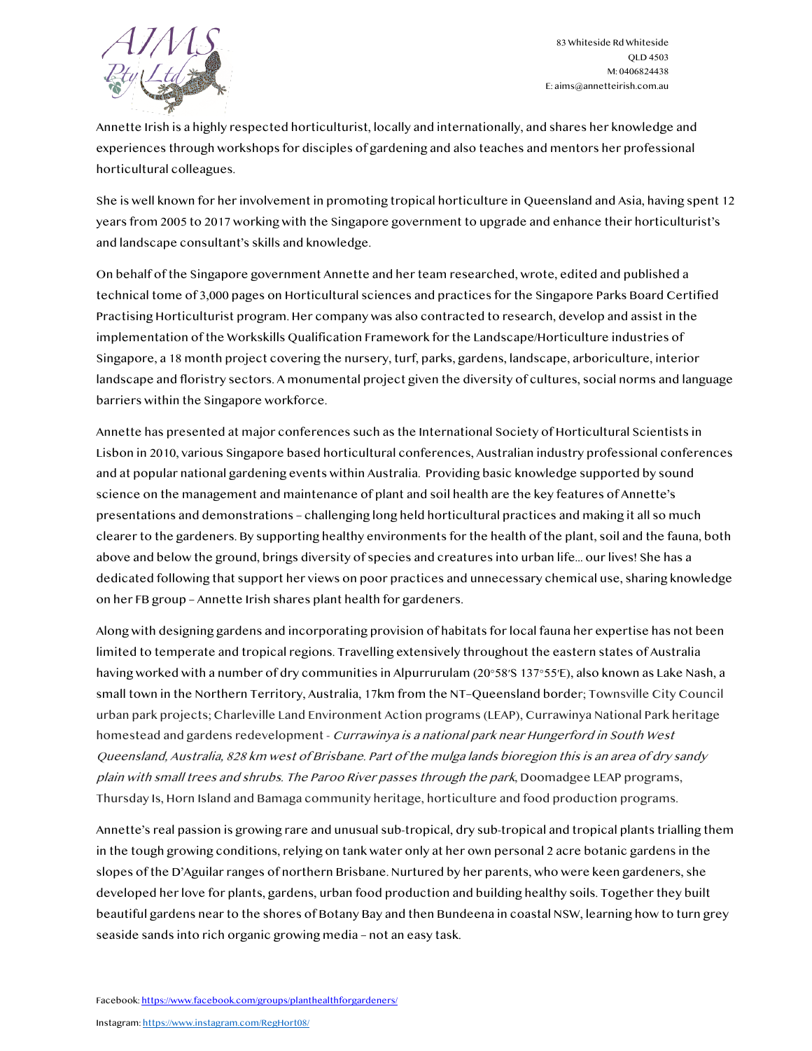AIMS Pty Ltd

83 Whiteside Rd Whiteside
QLD 4503
M: 0406824438
E: aims@annetteirish.com.au

Annette Irish is a highly respected horticulturist, locally and internationally, and shares her knowledge and experiences through workshops for disciples of gardening and also teaches and mentors her professional horticultural colleagues.

She is well known for her involvement in promoting tropical horticulture in Queensland and Asia, having spent 12 years from 2005 to 2017 working with the Singapore government to upgrade and enhance their horticulturist's and landscape consultant's skills and knowledge.

On behalf of the Singapore government Annette and her team researched, wrote, edited and published a technical tome of 3,000 pages on Horticultural sciences and practices for the Singapore Parks Board Certified Practising Horticulturist program. Her company was also contracted to research, develop and assist in the implementation of the Workskills Qualification Framework for the Landscape/Horticulture industries of Singapore, a 18 month project covering the nursery, turf, parks, gardens, landscape, arboriculture, interior landscape and floristry sectors. A monumental project given the diversity of cultures, social norms and language barriers within the Singapore workforce.

Annette has presented at major conferences such as the International Society of Horticultural Scientists in Lisbon in 2010, various Singapore based horticultural conferences, Australian industry professional conferences and at popular national gardening events within Australia. Providing basic knowledge supported by sound science on the management and maintenance of plant and soil health are the key features of Annette's presentations and demonstrations – challenging long held horticultural practices and making it all so much clearer to the gardeners. By supporting healthy environments for the health of the plant, soil and the fauna, both above and below the ground, brings diversity of species and creatures into urban life… our lives! She has a dedicated following that support her views on poor practices and unnecessary chemical use, sharing knowledge on her FB group – Annette Irish shares plant health for gardeners.

Along with designing gardens and incorporating provision of habitats for local fauna her expertise has not been limited to temperate and tropical regions. Travelling extensively throughout the eastern states of Australia having worked with a number of dry communities in Alpurrurulam (20°58′S 137°55′E), also known as Lake Nash, a small town in the Northern Territory, Australia, 17km from the NT–Queensland border; Townsville City Council urban park projects; Charleville Land Environment Action programs (LEAP), Currawinya National Park heritage homestead and gardens redevelopment - *Currawinya is a national park near Hungerford in South West Queensland, Australia, 828 km west of Brisbane. Part of the mulga lands bioregion this is an area of dry sandy plain with small trees and shrubs. The Paroo River passes through the park*, Doomadgee LEAP programs, Thursday Is, Horn Island and Bamaga community heritage, horticulture and food production programs.

Annette's real passion is growing rare and unusual sub-tropical, dry sub-tropical and tropical plants trialling them in the tough growing conditions, relying on tank water only at her own personal 2 acre botanic gardens in the slopes of the D'Aguilar ranges of northern Brisbane. Nurtured by her parents, who were keen gardeners, she developed her love for plants, gardens, urban food production and building healthy soils. Together they built beautiful gardens near to the shores of Botany Bay and then Bundeena in coastal NSW, learning how to turn grey seaside sands into rich organic growing media – not an easy task.

Facebook: https://www.facebook.com/groups/planthealthforgardeners/

Instagram: https://www.instagram.com/RegHort08/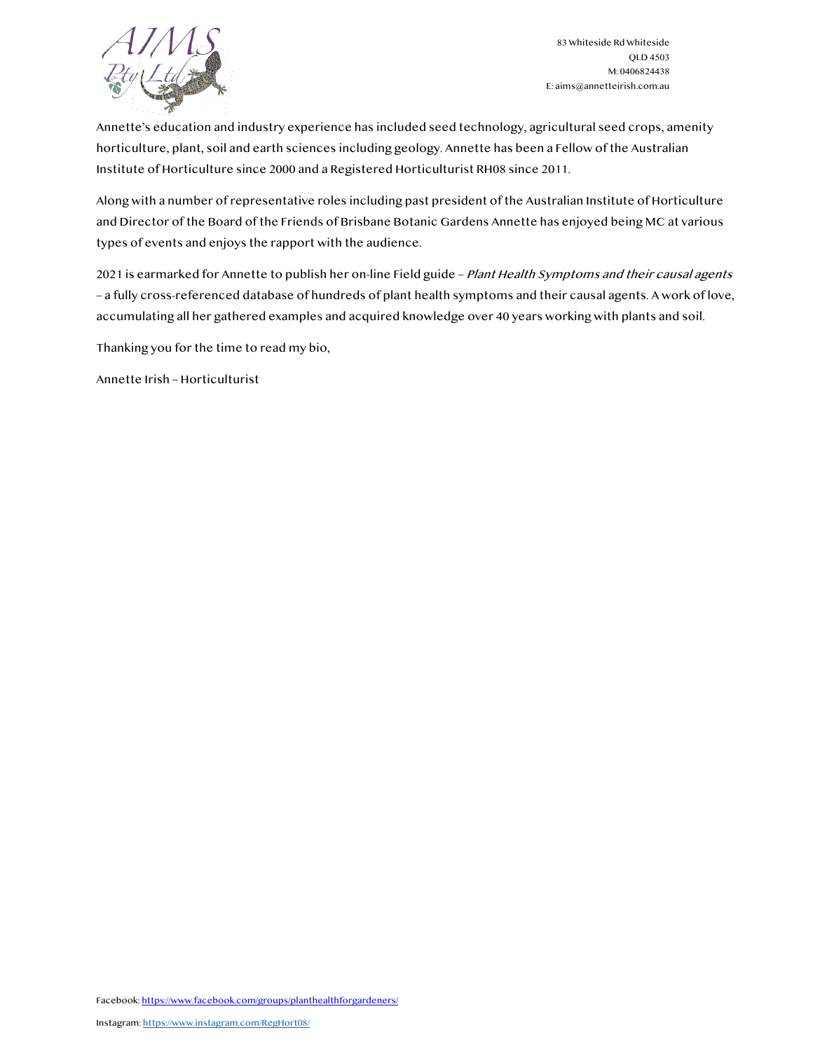83 Whiteside Rd Whiteside
QLD 4503
M: 0406824438
E: aims@annetteirish.com.au

Annette's education and industry experience has included seed technology, agricultural seed crops, amenity horticulture, plant, soil and earth sciences including geology. Annette has been a Fellow of the Australian Institute of Horticulture since 2000 and a Registered Horticulturist RH08 since 2011.

Along with a number of representative roles including past president of the Australian Institute of Horticulture and Director of the Board of the Friends of Brisbane Botanic Gardens Annette has enjoyed being MC at various types of events and enjoys the rapport with the audience.

2021 is earmarked for Annette to publish her on-line Field guide – *Plant Health Symptoms and their causal agents* – a fully cross-referenced database of hundreds of plant health symptoms and their causal agents. A work of love, accumulating all her gathered examples and acquired knowledge over 40 years working with plants and soil.

Thanking you for the time to read my bio,

Annette Irish – Horticulturist

Facebook: https://www.facebook.com/groups/planthealthforgardeners/

Instagram: https://www.instagram.com/RegHort08/